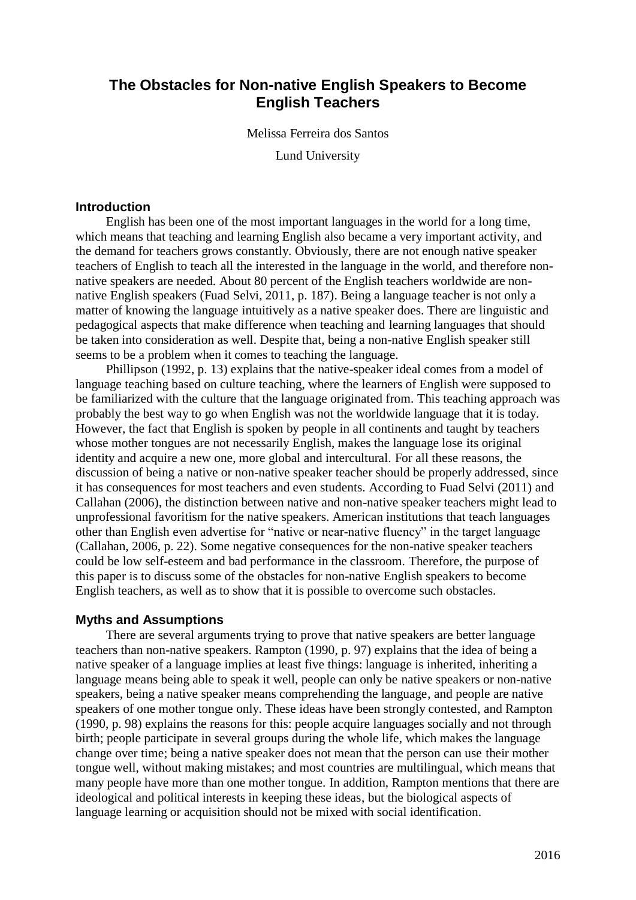# The Obstacles for Non-native English Speakers to Become English Teachers

Melissa Ferreira dos Santos

Lund University

## Introduction

English has been one of the most important languages in the world for a long time, which means that teaching and learning English also became a very important activity, and the demand for teachers grows constantly. Obviously, there are not enough native speaker teachers of English to teach all the interested in the language in the world, and therefore non-native speakers are needed. About 80 percent of the English teachers worldwide are non-native English speakers (Fuad Selvi, 2011, p. 187). Being a language teacher is not only a matter of knowing the language intuitively as a native speaker does. There are linguistic and pedagogical aspects that make difference when teaching and learning languages that should be taken into consideration as well. Despite that, being a non-native English speaker still seems to be a problem when it comes to teaching the language.

Phillipson (1992, p. 13) explains that the native-speaker ideal comes from a model of language teaching based on culture teaching, where the learners of English were supposed to be familiarized with the culture that the language originated from. This teaching approach was probably the best way to go when English was not the worldwide language that it is today. However, the fact that English is spoken by people in all continents and taught by teachers whose mother tongues are not necessarily English, makes the language lose its original identity and acquire a new one, more global and intercultural. For all these reasons, the discussion of being a native or non-native speaker teacher should be properly addressed, since it has consequences for most teachers and even students. According to Fuad Selvi (2011) and Callahan (2006), the distinction between native and non-native speaker teachers might lead to unprofessional favoritism for the native speakers. American institutions that teach languages other than English even advertise for "native or near-native fluency" in the target language (Callahan, 2006, p. 22). Some negative consequences for the non-native speaker teachers could be low self-esteem and bad performance in the classroom. Therefore, the purpose of this paper is to discuss some of the obstacles for non-native English speakers to become English teachers, as well as to show that it is possible to overcome such obstacles.

## Myths and Assumptions

There are several arguments trying to prove that native speakers are better language teachers than non-native speakers. Rampton (1990, p. 97) explains that the idea of being a native speaker of a language implies at least five things: language is inherited, inheriting a language means being able to speak it well, people can only be native speakers or non-native speakers, being a native speaker means comprehending the language, and people are native speakers of one mother tongue only. These ideas have been strongly contested, and Rampton (1990, p. 98) explains the reasons for this: people acquire languages socially and not through birth; people participate in several groups during the whole life, which makes the language change over time; being a native speaker does not mean that the person can use their mother tongue well, without making mistakes; and most countries are multilingual, which means that many people have more than one mother tongue. In addition, Rampton mentions that there are ideological and political interests in keeping these ideas, but the biological aspects of language learning or acquisition should not be mixed with social identification.

2016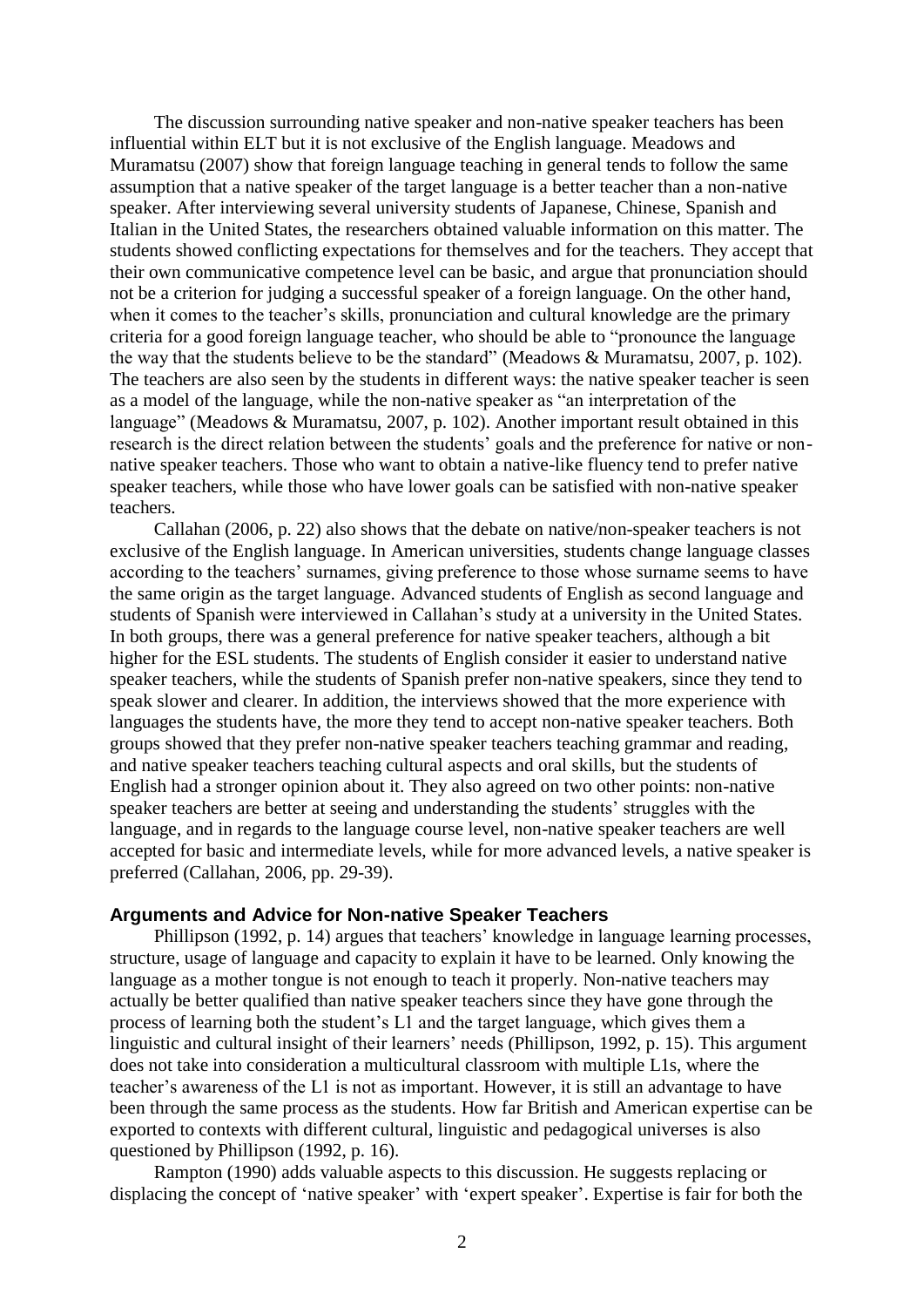The discussion surrounding native speaker and non-native speaker teachers has been influential within ELT but it is not exclusive of the English language. Meadows and Muramatsu (2007) show that foreign language teaching in general tends to follow the same assumption that a native speaker of the target language is a better teacher than a non-native speaker. After interviewing several university students of Japanese, Chinese, Spanish and Italian in the United States, the researchers obtained valuable information on this matter. The students showed conflicting expectations for themselves and for the teachers. They accept that their own communicative competence level can be basic, and argue that pronunciation should not be a criterion for judging a successful speaker of a foreign language. On the other hand, when it comes to the teacher's skills, pronunciation and cultural knowledge are the primary criteria for a good foreign language teacher, who should be able to "pronounce the language the way that the students believe to be the standard" (Meadows & Muramatsu, 2007, p. 102). The teachers are also seen by the students in different ways: the native speaker teacher is seen as a model of the language, while the non-native speaker as "an interpretation of the language" (Meadows & Muramatsu, 2007, p. 102). Another important result obtained in this research is the direct relation between the students' goals and the preference for native or non-native speaker teachers. Those who want to obtain a native-like fluency tend to prefer native speaker teachers, while those who have lower goals can be satisfied with non-native speaker teachers.

Callahan (2006, p. 22) also shows that the debate on native/non-speaker teachers is not exclusive of the English language. In American universities, students change language classes according to the teachers' surnames, giving preference to those whose surname seems to have the same origin as the target language. Advanced students of English as second language and students of Spanish were interviewed in Callahan's study at a university in the United States. In both groups, there was a general preference for native speaker teachers, although a bit higher for the ESL students. The students of English consider it easier to understand native speaker teachers, while the students of Spanish prefer non-native speakers, since they tend to speak slower and clearer. In addition, the interviews showed that the more experience with languages the students have, the more they tend to accept non-native speaker teachers. Both groups showed that they prefer non-native speaker teachers teaching grammar and reading, and native speaker teachers teaching cultural aspects and oral skills, but the students of English had a stronger opinion about it. They also agreed on two other points: non-native speaker teachers are better at seeing and understanding the students' struggles with the language, and in regards to the language course level, non-native speaker teachers are well accepted for basic and intermediate levels, while for more advanced levels, a native speaker is preferred (Callahan, 2006, pp. 29-39).

### Arguments and Advice for Non-native Speaker Teachers

Phillipson (1992, p. 14) argues that teachers' knowledge in language learning processes, structure, usage of language and capacity to explain it have to be learned. Only knowing the language as a mother tongue is not enough to teach it properly. Non-native teachers may actually be better qualified than native speaker teachers since they have gone through the process of learning both the student's L1 and the target language, which gives them a linguistic and cultural insight of their learners' needs (Phillipson, 1992, p. 15). This argument does not take into consideration a multicultural classroom with multiple L1s, where the teacher's awareness of the L1 is not as important. However, it is still an advantage to have been through the same process as the students. How far British and American expertise can be exported to contexts with different cultural, linguistic and pedagogical universes is also questioned by Phillipson (1992, p. 16).

Rampton (1990) adds valuable aspects to this discussion. He suggests replacing or displacing the concept of 'native speaker' with 'expert speaker'. Expertise is fair for both the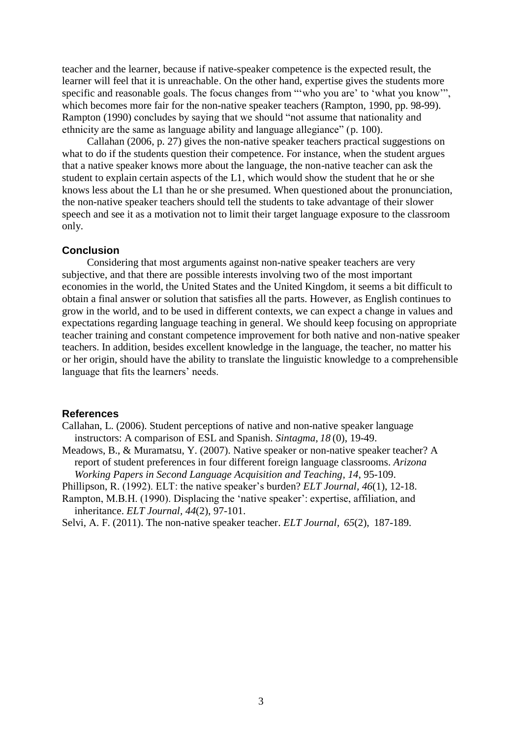teacher and the learner, because if native-speaker competence is the expected result, the learner will feel that it is unreachable. On the other hand, expertise gives the students more specific and reasonable goals. The focus changes from "'who you are' to 'what you know'", which becomes more fair for the non-native speaker teachers (Rampton, 1990, pp. 98-99). Rampton (1990) concludes by saying that we should "not assume that nationality and ethnicity are the same as language ability and language allegiance" (p. 100).

Callahan (2006, p. 27) gives the non-native speaker teachers practical suggestions on what to do if the students question their competence. For instance, when the student argues that a native speaker knows more about the language, the non-native teacher can ask the student to explain certain aspects of the L1, which would show the student that he or she knows less about the L1 than he or she presumed. When questioned about the pronunciation, the non-native speaker teachers should tell the students to take advantage of their slower speech and see it as a motivation not to limit their target language exposure to the classroom only.

## Conclusion

Considering that most arguments against non-native speaker teachers are very subjective, and that there are possible interests involving two of the most important economies in the world, the United States and the United Kingdom, it seems a bit difficult to obtain a final answer or solution that satisfies all the parts. However, as English continues to grow in the world, and to be used in different contexts, we can expect a change in values and expectations regarding language teaching in general. We should keep focusing on appropriate teacher training and constant competence improvement for both native and non-native speaker teachers. In addition, besides excellent knowledge in the language, the teacher, no matter his or her origin, should have the ability to translate the linguistic knowledge to a comprehensible language that fits the learners' needs.

## References

Callahan, L. (2006). Student perceptions of native and non-native speaker language instructors: A comparison of ESL and Spanish. *Sintagma, 18* (0), 19-49.

Meadows, B., & Muramatsu, Y. (2007). Native speaker or non-native speaker teacher? A report of student preferences in four different foreign language classrooms. *Arizona Working Papers in Second Language Acquisition and Teaching, 14*, 95-109.

Phillipson, R. (1992). ELT: the native speaker's burden? *ELT Journal*, *46*(1), 12-18.

Rampton, M.B.H. (1990). Displacing the 'native speaker': expertise, affiliation, and inheritance. *ELT Journal, 44*(2), 97-101.

Selvi, A. F. (2011). The non-native speaker teacher. *ELT Journal*, *65*(2), 187-189.